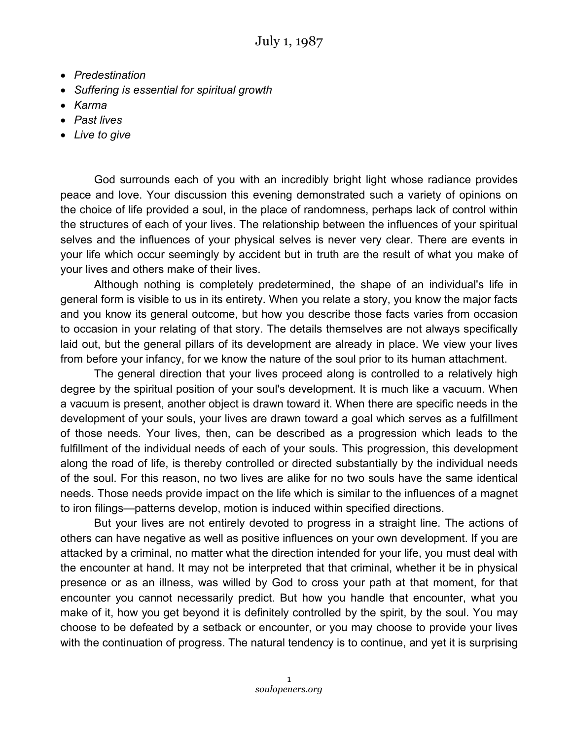# July 1, 1987

- *Predestination*
- *Suffering is essential for spiritual growth*
- *Karma*
- *Past lives*
- *Live to give*

God surrounds each of you with an incredibly bright light whose radiance provides peace and love. Your discussion this evening demonstrated such a variety of opinions on the choice of life provided a soul, in the place of randomness, perhaps lack of control within the structures of each of your lives. The relationship between the influences of your spiritual selves and the influences of your physical selves is never very clear. There are events in your life which occur seemingly by accident but in truth are the result of what you make of your lives and others make of their lives.

Although nothing is completely predetermined, the shape of an individual's life in general form is visible to us in its entirety. When you relate a story, you know the major facts and you know its general outcome, but how you describe those facts varies from occasion to occasion in your relating of that story. The details themselves are not always specifically laid out, but the general pillars of its development are already in place. We view your lives from before your infancy, for we know the nature of the soul prior to its human attachment.

The general direction that your lives proceed along is controlled to a relatively high degree by the spiritual position of your soul's development. It is much like a vacuum. When a vacuum is present, another object is drawn toward it. When there are specific needs in the development of your souls, your lives are drawn toward a goal which serves as a fulfillment of those needs. Your lives, then, can be described as a progression which leads to the fulfillment of the individual needs of each of your souls. This progression, this development along the road of life, is thereby controlled or directed substantially by the individual needs of the soul. For this reason, no two lives are alike for no two souls have the same identical needs. Those needs provide impact on the life which is similar to the influences of a magnet to iron filings—patterns develop, motion is induced within specified directions.

But your lives are not entirely devoted to progress in a straight line. The actions of others can have negative as well as positive influences on your own development. If you are attacked by a criminal, no matter what the direction intended for your life, you must deal with the encounter at hand. It may not be interpreted that that criminal, whether it be in physical presence or as an illness, was willed by God to cross your path at that moment, for that encounter you cannot necessarily predict. But how you handle that encounter, what you make of it, how you get beyond it is definitely controlled by the spirit, by the soul. You may choose to be defeated by a setback or encounter, or you may choose to provide your lives with the continuation of progress. The natural tendency is to continue, and yet it is surprising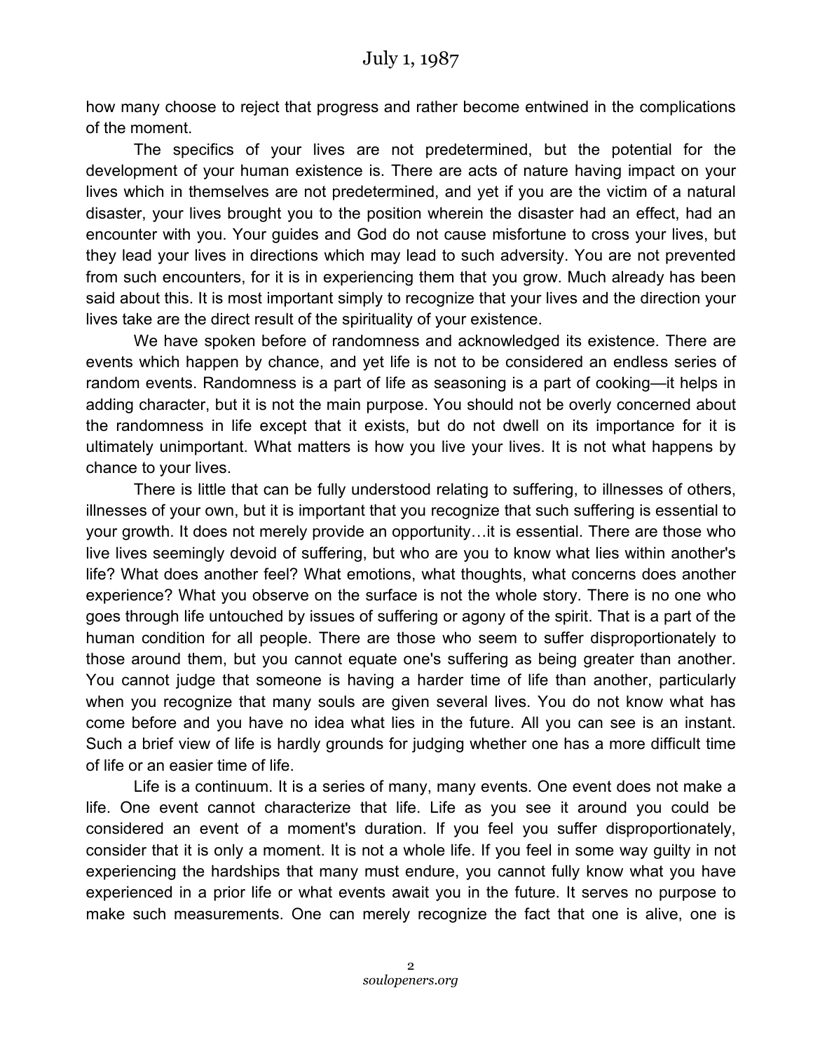how many choose to reject that progress and rather become entwined in the complications of the moment.

The specifics of your lives are not predetermined, but the potential for the development of your human existence is. There are acts of nature having impact on your lives which in themselves are not predetermined, and yet if you are the victim of a natural disaster, your lives brought you to the position wherein the disaster had an effect, had an encounter with you. Your guides and God do not cause misfortune to cross your lives, but they lead your lives in directions which may lead to such adversity. You are not prevented from such encounters, for it is in experiencing them that you grow. Much already has been said about this. It is most important simply to recognize that your lives and the direction your lives take are the direct result of the spirituality of your existence.

We have spoken before of randomness and acknowledged its existence. There are events which happen by chance, and yet life is not to be considered an endless series of random events. Randomness is a part of life as seasoning is a part of cooking—it helps in adding character, but it is not the main purpose. You should not be overly concerned about the randomness in life except that it exists, but do not dwell on its importance for it is ultimately unimportant. What matters is how you live your lives. It is not what happens by chance to your lives.

There is little that can be fully understood relating to suffering, to illnesses of others, illnesses of your own, but it is important that you recognize that such suffering is essential to your growth. It does not merely provide an opportunity…it is essential. There are those who live lives seemingly devoid of suffering, but who are you to know what lies within another's life? What does another feel? What emotions, what thoughts, what concerns does another experience? What you observe on the surface is not the whole story. There is no one who goes through life untouched by issues of suffering or agony of the spirit. That is a part of the human condition for all people. There are those who seem to suffer disproportionately to those around them, but you cannot equate one's suffering as being greater than another. You cannot judge that someone is having a harder time of life than another, particularly when you recognize that many souls are given several lives. You do not know what has come before and you have no idea what lies in the future. All you can see is an instant. Such a brief view of life is hardly grounds for judging whether one has a more difficult time of life or an easier time of life.

Life is a continuum. It is a series of many, many events. One event does not make a life. One event cannot characterize that life. Life as you see it around you could be considered an event of a moment's duration. If you feel you suffer disproportionately, consider that it is only a moment. It is not a whole life. If you feel in some way guilty in not experiencing the hardships that many must endure, you cannot fully know what you have experienced in a prior life or what events await you in the future. It serves no purpose to make such measurements. One can merely recognize the fact that one is alive, one is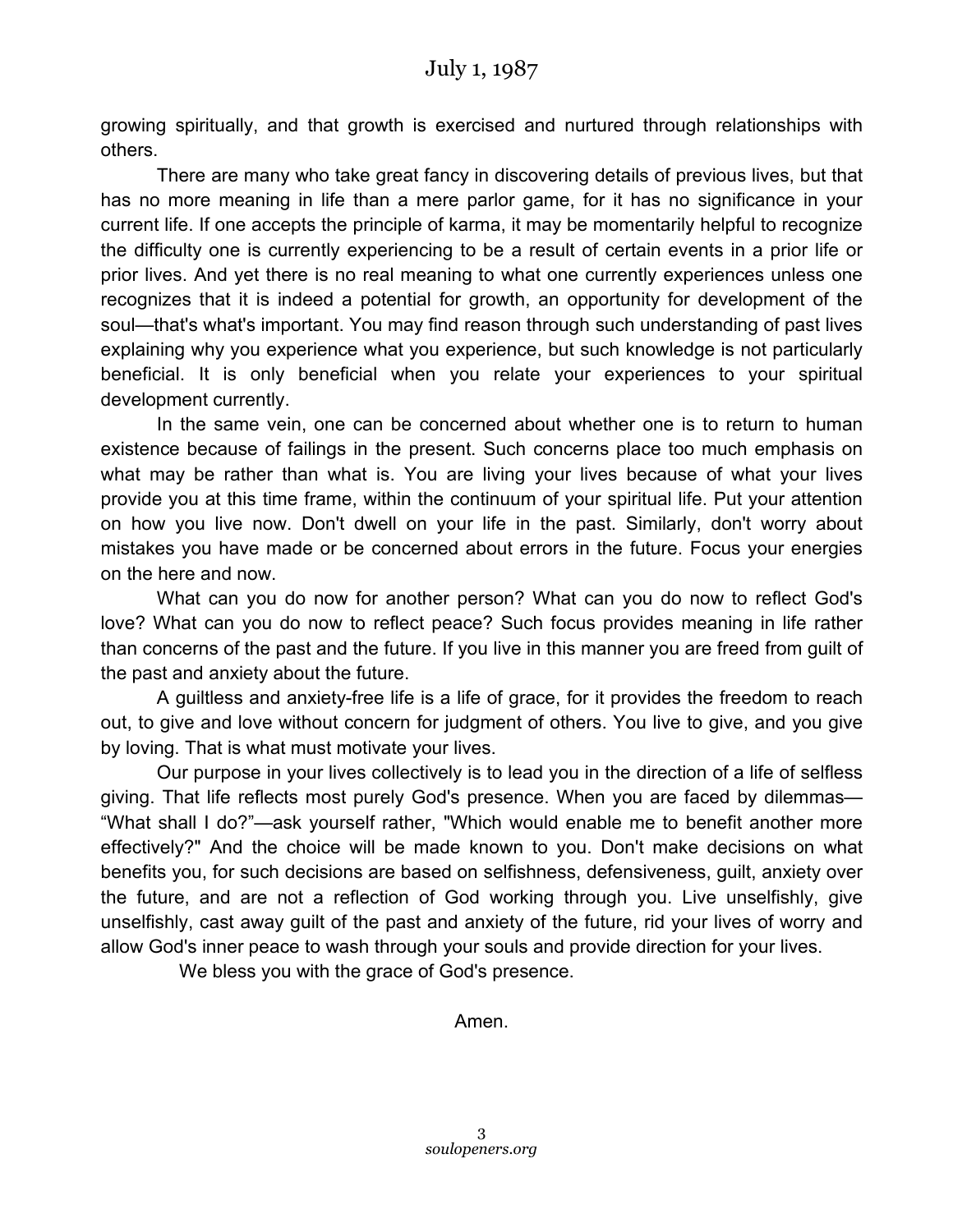growing spiritually, and that growth is exercised and nurtured through relationships with others.

There are many who take great fancy in discovering details of previous lives, but that has no more meaning in life than a mere parlor game, for it has no significance in your current life. If one accepts the principle of karma, it may be momentarily helpful to recognize the difficulty one is currently experiencing to be a result of certain events in a prior life or prior lives. And yet there is no real meaning to what one currently experiences unless one recognizes that it is indeed a potential for growth, an opportunity for development of the soul—that's what's important. You may find reason through such understanding of past lives explaining why you experience what you experience, but such knowledge is not particularly beneficial. It is only beneficial when you relate your experiences to your spiritual development currently.

In the same vein, one can be concerned about whether one is to return to human existence because of failings in the present. Such concerns place too much emphasis on what may be rather than what is. You are living your lives because of what your lives provide you at this time frame, within the continuum of your spiritual life. Put your attention on how you live now. Don't dwell on your life in the past. Similarly, don't worry about mistakes you have made or be concerned about errors in the future. Focus your energies on the here and now.

What can you do now for another person? What can you do now to reflect God's love? What can you do now to reflect peace? Such focus provides meaning in life rather than concerns of the past and the future. If you live in this manner you are freed from guilt of the past and anxiety about the future.

A guiltless and anxiety-free life is a life of grace, for it provides the freedom to reach out, to give and love without concern for judgment of others. You live to give, and you give by loving. That is what must motivate your lives.

Our purpose in your lives collectively is to lead you in the direction of a life of selfless giving. That life reflects most purely God's presence. When you are faced by dilemmas—"What shall I do?"—ask yourself rather, "Which would enable me to benefit another more effectively?" And the choice will be made known to you. Don't make decisions on what benefits you, for such decisions are based on selfishness, defensiveness, guilt, anxiety over the future, and are not a reflection of God working through you. Live unselfishly, give unselfishly, cast away guilt of the past and anxiety of the future, rid your lives of worry and allow God's inner peace to wash through your souls and provide direction for your lives.

We bless you with the grace of God's presence.

Amen.